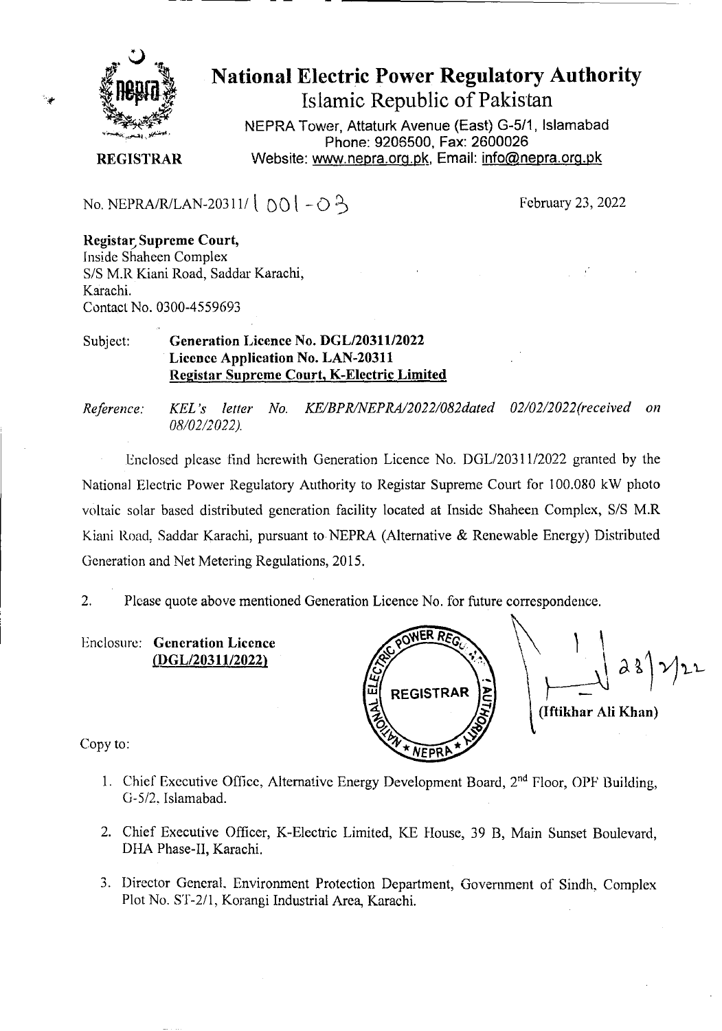# National Electric Power Regulatory Authority

Islamic Republic of Pakistan

NEPRA Tower, Attaturk Avenue (East) G-5/1, Islamabad
Phone: 9206500, Fax: 2600026
Website: www.nepra.org.pk, Email: info@nepra.org.pk

**REGISTRAR**

No. NEPRA/R/LAN-20311/ 001 - 03

February 23, 2022

**Registar Supreme Court,**
Inside Shaheen Complex
S/S M.R Kiani Road, Saddar Karachi,
Karachi.
Contact No. 0300-4559693

Subject: **Generation Licence No. DGL/20311/2022**
**Licence Application No. LAN-20311**
**Registar Supreme Court, K-Electric Limited**

*Reference: KEL's letter No. KE/BPR/NEPRA/2022/082dated 02/02/2022(received on 08/02/2022).*

Enclosed please find herewith Generation Licence No. DGL/20311/2022 granted by the National Electric Power Regulatory Authority to Registar Supreme Court for 100.080 kW photo voltaic solar based distributed generation facility located at Inside Shaheen Complex, S/S M.R Kiani Road, Saddar Karachi, pursuant to NEPRA (Alternative & Renewable Energy) Distributed Generation and Net Metering Regulations, 2015.

2. Please quote above mentioned Generation Licence No. for future correspondence.

Enclosure: **Generation Licence (DGL/20311/2022)**

23/2/22

**(Iftikhar Ali Khan)**

Copy to:

1. Chief Executive Office, Alternative Energy Development Board, 2nd Floor, OPF Building, G-5/2, Islamabad.
2. Chief Executive Officer, K-Electric Limited, KE House, 39 B, Main Sunset Boulevard, DHA Phase-II, Karachi.
3. Director General, Environment Protection Department, Government of Sindh, Complex Plot No. ST-2/1, Korangi Industrial Area, Karachi.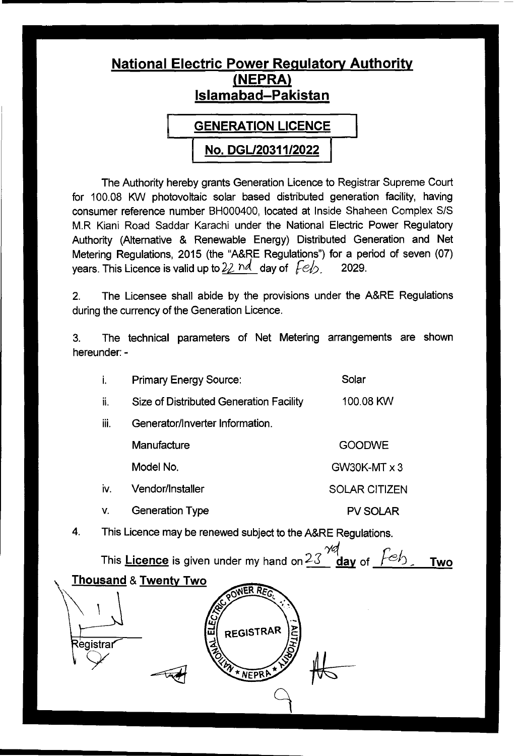# National Electric Power Regulatory Authority (NEPRA) Islamabad–Pakistan

## GENERATION LICENCE

## No. DGL/20311/2022

The Authority hereby grants Generation Licence to Registrar Supreme Court for 100.08 KW photovoltaic solar based distributed generation facility, having consumer reference number BH000400, located at Inside Shaheen Complex S/S M.R Kiani Road Saddar Karachi under the National Electric Power Regulatory Authority (Alternative & Renewable Energy) Distributed Generation and Net Metering Regulations, 2015 (the "A&RE Regulations") for a period of seven (07) years. This Licence is valid up to 22 nd day of Feb. 2029.

2. The Licensee shall abide by the provisions under the A&RE Regulations during the currency of the Generation Licence.

3. The technical parameters of Net Metering arrangements are shown hereunder: -

| | | |
|---|---|---|
| i. | Primary Energy Source: | Solar |
| ii. | Size of Distributed Generation Facility | 100.08 KW |
| iii. | Generator/Inverter Information. | |
| | Manufacture | GOODWE |
| | Model No. | GW30K-MT x 3 |
| iv. | Vendor/Installer | SOLAR CITIZEN |
| v. | Generation Type | PV SOLAR |

4. This Licence may be renewed subject to the A&RE Regulations.

This **Licence** is given under my hand on 23rd **day** of Feb. **Two Thousand** & **Twenty Two**

Registrar

REGISTRAR
NATIONAL ELECTRIC POWER REGULATORY AUTHORITY ★ NEPRA ★